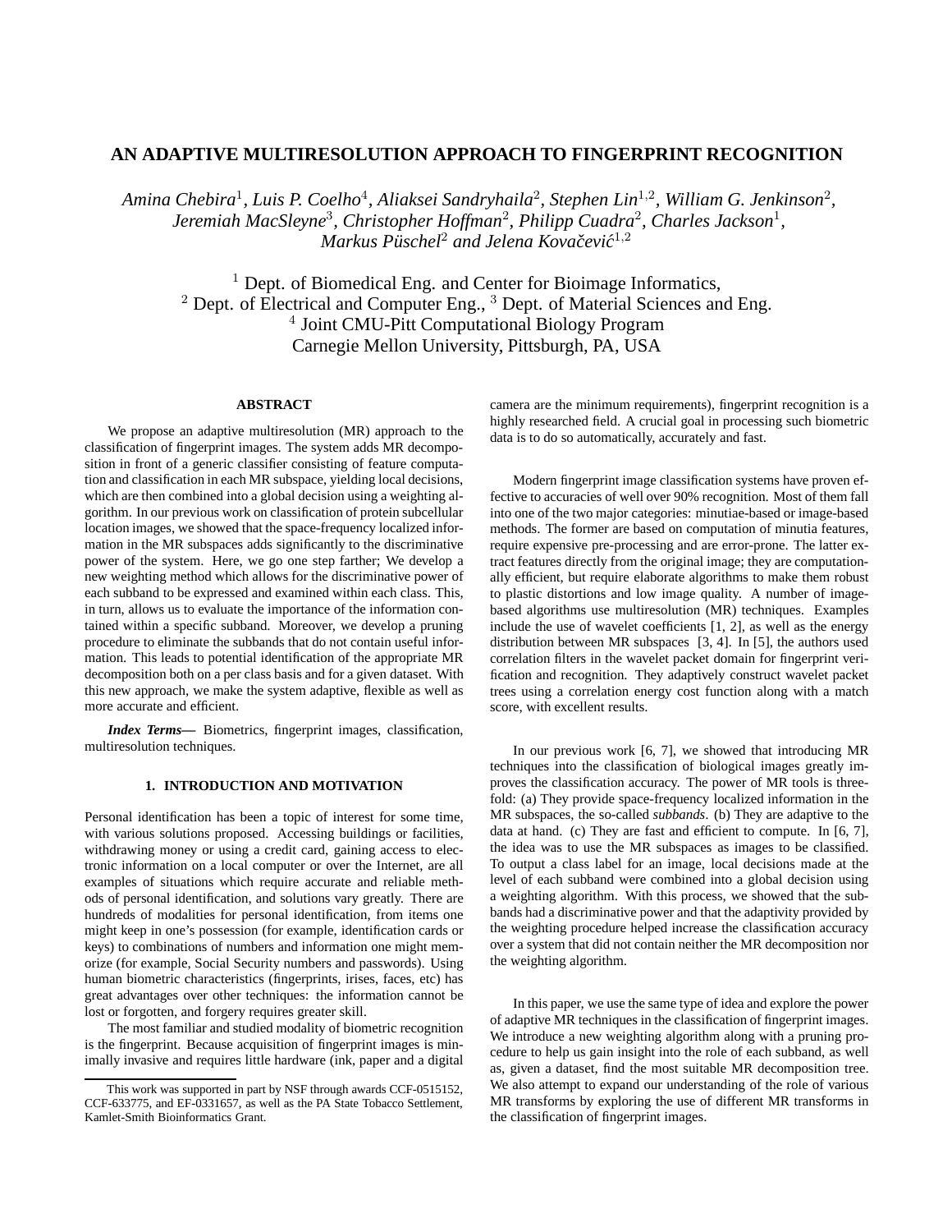# AN ADAPTIVE MULTIRESOLUTION APPROACH TO FINGERPRINT RECOGNITION

*Amina Chebira*[1], *Luis P. Coelho*[4], *Aliaksei Sandryhaila*[2], *Stephen Lin*[1,2], *William G. Jenkinson*[2], *Jeremiah MacSleyne*[3], *Christopher Hoffman*[2], *Philipp Cuadra*[2], *Charles Jackson*[1], *Markus Püschel*[2] *and Jelena Kovačević*[1,2]

[1] Dept. of Biomedical Eng. and Center for Bioimage Informatics,
[2] Dept. of Electrical and Computer Eng., [3] Dept. of Material Sciences and Eng.
[4] Joint CMU-Pitt Computational Biology Program
Carnegie Mellon University, Pittsburgh, PA, USA

### ABSTRACT

We propose an adaptive multiresolution (MR) approach to the classification of fingerprint images. The system adds MR decomposition in front of a generic classifier consisting of feature computation and classification in each MR subspace, yielding local decisions, which are then combined into a global decision using a weighting algorithm. In our previous work on classification of protein subcellular location images, we showed that the space-frequency localized information in the MR subspaces adds significantly to the discriminative power of the system. Here, we go one step farther; We develop a new weighting method which allows for the discriminative power of each subband to be expressed and examined within each class. This, in turn, allows us to evaluate the importance of the information contained within a specific subband. Moreover, we develop a pruning procedure to eliminate the subbands that do not contain useful information. This leads to potential identification of the appropriate MR decomposition both on a per class basis and for a given dataset. With this new approach, we make the system adaptive, flexible as well as more accurate and efficient.

***Index Terms***— Biometrics, fingerprint images, classification, multiresolution techniques.

## 1. INTRODUCTION AND MOTIVATION

Personal identification has been a topic of interest for some time, with various solutions proposed. Accessing buildings or facilities, withdrawing money or using a credit card, gaining access to electronic information on a local computer or over the Internet, are all examples of situations which require accurate and reliable methods of personal identification, and solutions vary greatly. There are hundreds of modalities for personal identification, from items one might keep in one's possession (for example, identification cards or keys) to combinations of numbers and information one might memorize (for example, Social Security numbers and passwords). Using human biometric characteristics (fingerprints, irises, faces, etc) has great advantages over other techniques: the information cannot be lost or forgotten, and forgery requires greater skill.

The most familiar and studied modality of biometric recognition is the fingerprint. Because acquisition of fingerprint images is minimally invasive and requires little hardware (ink, paper and a digital camera are the minimum requirements), fingerprint recognition is a highly researched field. A crucial goal in processing such biometric data is to do so automatically, accurately and fast.

Modern fingerprint image classification systems have proven effective to accuracies of well over 90% recognition. Most of them fall into one of the two major categories: minutiae-based or image-based methods. The former are based on computation of minutia features, require expensive pre-processing and are error-prone. The latter extract features directly from the original image; they are computationally efficient, but require elaborate algorithms to make them robust to plastic distortions and low image quality. A number of image-based algorithms use multiresolution (MR) techniques. Examples include the use of wavelet coefficients [1, 2], as well as the energy distribution between MR subspaces [3, 4]. In [5], the authors used correlation filters in the wavelet packet domain for fingerprint verification and recognition. They adaptively construct wavelet packet trees using a correlation energy cost function along with a match score, with excellent results.

In our previous work [6, 7], we showed that introducing MR techniques into the classification of biological images greatly improves the classification accuracy. The power of MR tools is threefold: (a) They provide space-frequency localized information in the MR subspaces, the so-called *subbands*. (b) They are adaptive to the data at hand. (c) They are fast and efficient to compute. In [6, 7], the idea was to use the MR subspaces as images to be classified. To output a class label for an image, local decisions made at the level of each subband were combined into a global decision using a weighting algorithm. With this process, we showed that the subbands had a discriminative power and that the adaptivity provided by the weighting procedure helped increase the classification accuracy over a system that did not contain neither the MR decomposition nor the weighting algorithm.

In this paper, we use the same type of idea and explore the power of adaptive MR techniques in the classification of fingerprint images. We introduce a new weighting algorithm along with a pruning procedure to help us gain insight into the role of each subband, as well as, given a dataset, find the most suitable MR decomposition tree. We also attempt to expand our understanding of the role of various MR transforms by exploring the use of different MR transforms in the classification of fingerprint images.

This work was supported in part by NSF through awards CCF-0515152, CCF-633775, and EF-0331657, as well as the PA State Tobacco Settlement, Kamlet-Smith Bioinformatics Grant.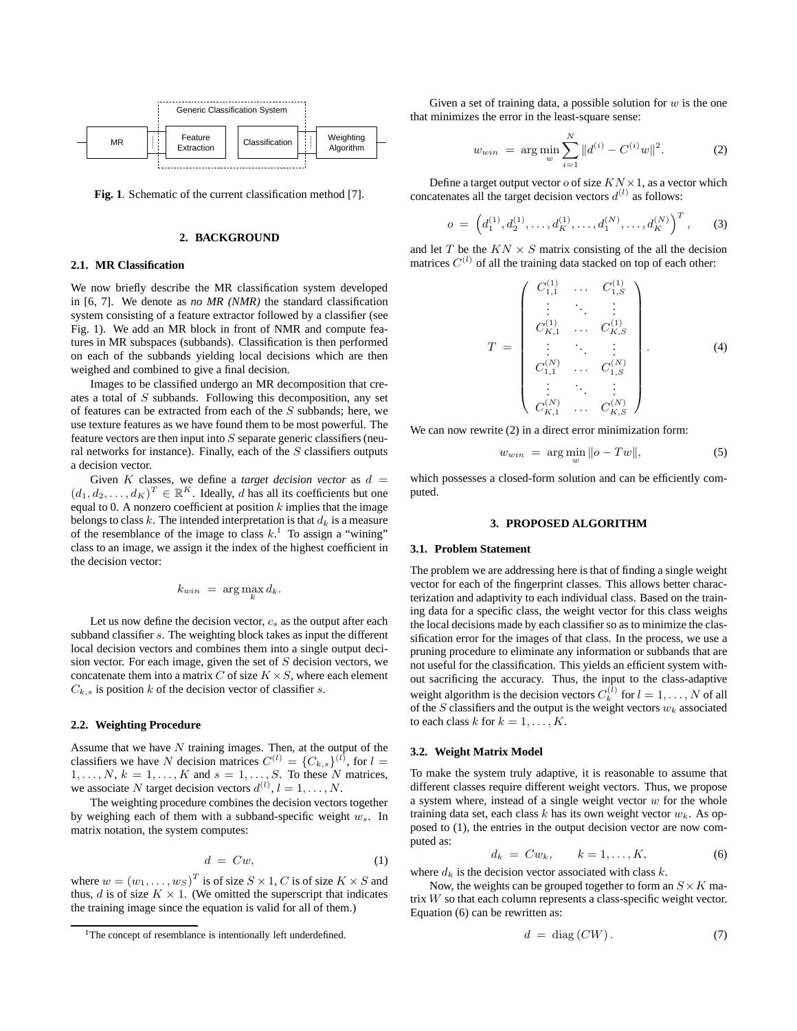Generic Classification System

MR | Feature Extraction | Classification | Weighting Algorithm

**Fig. 1**. Schematic of the current classification method [7].

## 2. BACKGROUND

### 2.1. MR Classification

We now briefly describe the MR classification system developed in [6, 7]. We denote as ***no MR (NMR)*** the standard classification system consisting of a feature extractor followed by a classifier (see Fig. 1). We add an MR block in front of NMR and compute features in MR subspaces (subbands). Classification is then performed on each of the subbands yielding local decisions which are then weighed and combined to give a final decision.

Images to be classified undergo an MR decomposition that creates a total of $S$ subbands. Following this decomposition, any set of features can be extracted from each of the $S$ subbands; here, we use texture features as we have found them to be most powerful. The feature vectors are then input into $S$ separate generic classifiers (neural networks for instance). Finally, each of the $S$ classifiers outputs a decision vector.

Given $K$ classes, we define a *target decision vector* as $d = (d_1, d_2, \ldots, d_K)^T \in \mathbb{R}^K$. Ideally, $d$ has all its coefficients but one equal to 0. A nonzero coefficient at position $k$ implies that the image belongs to class $k$. The intended interpretation is that $d_k$ is a measure of the resemblance of the image to class $k$.[1] To assign a "wining" class to an image, we assign it the index of the highest coefficient in the decision vector:

$$k_{win} \ = \ \arg\max_k d_k.$$

Let us now define the decision vector, $c_s$ as the output after each subband classifier $s$. The weighting block takes as input the different local decision vectors and combines them into a single output decision vector. For each image, given the set of $S$ decision vectors, we concatenate them into a matrix $C$ of size $K \times S$, where each element $C_{k,s}$ is position $k$ of the decision vector of classifier $s$.

### 2.2. Weighting Procedure

Assume that we have $N$ training images. Then, at the output of the classifiers we have $N$ decision matrices $C^{(l)} = \{C_{k,s}\}^{(l)}$, for $l = 1, \ldots, N$, $k = 1, \ldots, K$ and $s = 1, \ldots, S$. To these $N$ matrices, we associate $N$ target decision vectors $d^{(l)}$, $l = 1, \ldots, N$.

The weighting procedure combines the decision vectors together by weighing each of them with a subband-specific weight $w_s$. In matrix notation, the system computes:

$$d \ = \ Cw, \tag{1}$$

where $w = (w_1, \ldots, w_S)^T$ is of size $S \times 1$, $C$ is of size $K \times S$ and thus, $d$ is of size $K \times 1$. (We omitted the superscript that indicates the training image since the equation is valid for all of them.)

Given a set of training data, a possible solution for $w$ is the one that minimizes the error in the least-square sense:

$$w_{win} \ = \ \arg\min_w \sum_{i=1}^{N} \|d^{(i)} - C^{(i)} w\|^2. \tag{2}$$

Define a target output vector $o$ of size $KN \times 1$, as a vector which concatenates all the target decision vectors $d^{(l)}$ as follows:

$$o \ = \ \left(d_1^{(1)}, d_2^{(1)}, \ldots, d_K^{(1)}, \ldots, d_1^{(N)}, \ldots, d_K^{(N)}\right)^T, \tag{3}$$

and let $T$ be the $KN \times S$ matrix consisting of the all the decision matrices $C^{(l)}$ of all the training data stacked on top of each other:

$$T \ = \ \begin{pmatrix} C_{1,1}^{(1)} & \ldots & C_{1,S}^{(1)} \\ \vdots & \ddots & \vdots \\ C_{K,1}^{(1)} & \ldots & C_{K,S}^{(1)} \\ \vdots & \ddots & \vdots \\ C_{1,1}^{(N)} & \ldots & C_{1,S}^{(N)} \\ \vdots & \ddots & \vdots \\ C_{K,1}^{(N)} & \ldots & C_{K,S}^{(N)} \end{pmatrix}. \tag{4}$$

We can now rewrite (2) in a direct error minimization form:

$$w_{win} \ = \ \arg\min_w \|o - Tw\|, \tag{5}$$

which possesses a closed-form solution and can be efficiently computed.

## 3. PROPOSED ALGORITHM

### 3.1. Problem Statement

The problem we are addressing here is that of finding a single weight vector for each of the fingerprint classes. This allows better characterization and adaptivity to each individual class. Based on the training data for a specific class, the weight vector for this class weighs the local decisions made by each classifier so as to minimize the classification error for the images of that class. In the process, we use a pruning procedure to eliminate any information or subbands that are not useful for the classification. This yields an efficient system without sacrificing the accuracy. Thus, the input to the class-adaptive weight algorithm is the decision vectors $C_k^{(l)}$ for $l = 1, \ldots, N$ of all of the $S$ classifiers and the output is the weight vectors $w_k$ associated to each class $k$ for $k = 1, \ldots, K$.

### 3.2. Weight Matrix Model

To make the system truly adaptive, it is reasonable to assume that different classes require different weight vectors. Thus, we propose a system where, instead of a single weight vector $w$ for the whole training data set, each class $k$ has its own weight vector $w_k$. As opposed to (1), the entries in the output decision vector are now computed as:

$$d_k \ = \ Cw_k, \qquad k = 1, \ldots, K, \tag{6}$$

where $d_k$ is the decision vector associated with class $k$.

Now, the weights can be grouped together to form an $S \times K$ matrix $W$ so that each column represents a class-specific weight vector. Equation (6) can be rewritten as:

$$d \ = \ \mathrm{diag}\,(CW)\,. \tag{7}$$

[1]The concept of resemblance is intentionally left underdefined.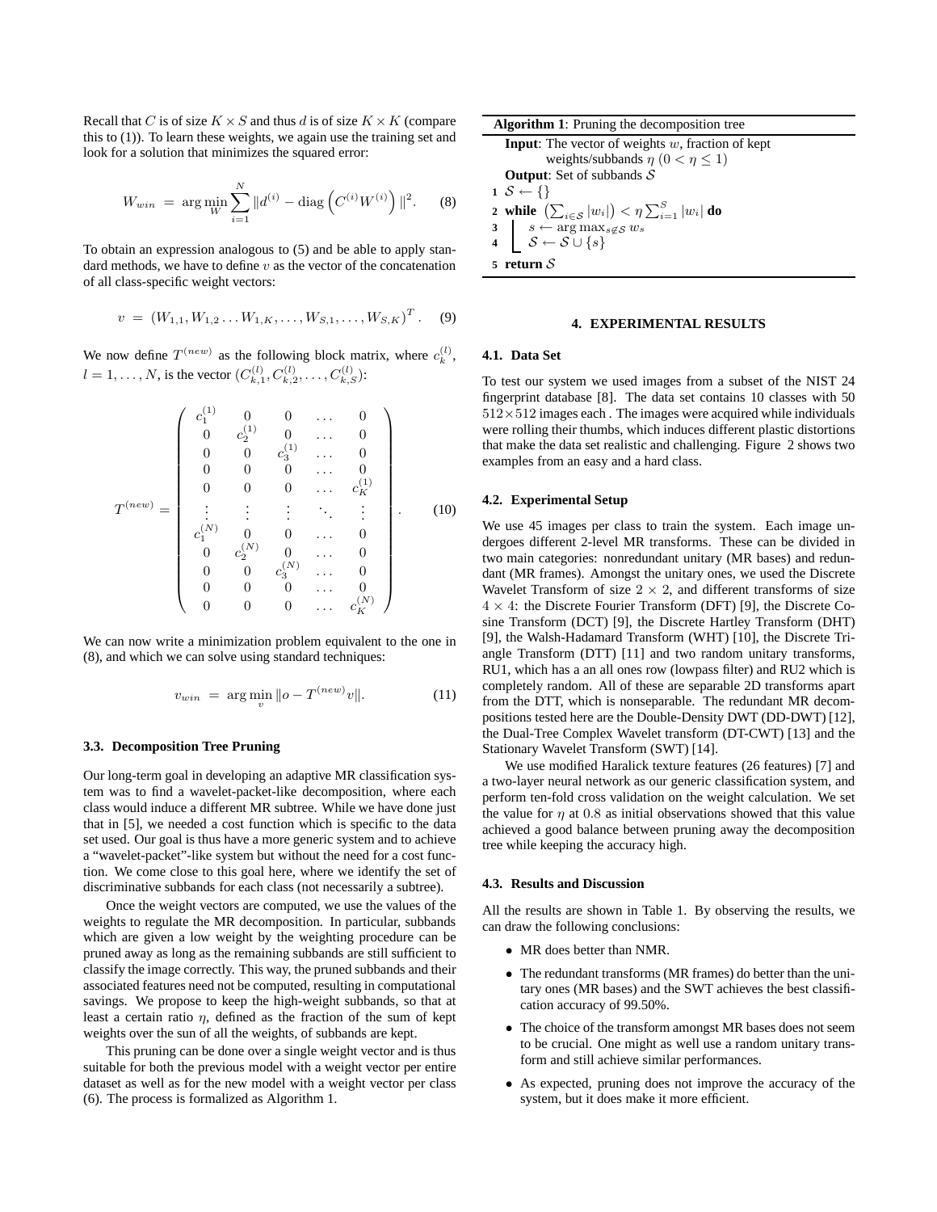Recall that $C$ is of size $K \times S$ and thus $d$ is of size $K \times K$ (compare this to (1)). To learn these weights, we again use the training set and look for a solution that minimizes the squared error:

$$W_{win} \;=\; \arg\min_{W} \sum_{i=1}^{N} \|d^{(i)} - \mathrm{diag}\left(C^{(i)} W^{(i)}\right)\|^2. \quad (8)$$

To obtain an expression analogous to (5) and be able to apply standard methods, we have to define $v$ as the vector of the concatenation of all class-specific weight vectors:

$$v \;=\; (W_{1,1}, W_{1,2} \ldots W_{1,K}, \ldots, W_{S,1}, \ldots, W_{S,K})^T. \quad (9)$$

We now define $T^{(new)}$ as the following block matrix, where $c_k^{(l)}$, $l = 1, \ldots, N$, is the vector $(C_{k,1}^{(l)}, C_{k,2}^{(l)}, \ldots, C_{k,S}^{(l)})$:

$$T^{(new)} = \begin{pmatrix} c_1^{(1)} & 0 & 0 & \ldots & 0 \\ 0 & c_2^{(1)} & 0 & \ldots & 0 \\ 0 & 0 & c_3^{(1)} & \ldots & 0 \\ 0 & 0 & 0 & \ldots & 0 \\ 0 & 0 & 0 & \ldots & c_K^{(1)} \\ \vdots & \vdots & \vdots & \ddots & \vdots \\ c_1^{(N)} & 0 & 0 & \ldots & 0 \\ 0 & c_2^{(N)} & 0 & \ldots & 0 \\ 0 & 0 & c_3^{(N)} & \ldots & 0 \\ 0 & 0 & 0 & \ldots & 0 \\ 0 & 0 & 0 & \ldots & c_K^{(N)} \end{pmatrix}. \quad (10)$$

We can now write a minimization problem equivalent to the one in (8), and which we can solve using standard techniques:

$$v_{win} \;=\; \arg\min_{v} \|o - T^{(new)} v\|. \quad (11)$$

### 3.3. Decomposition Tree Pruning

Our long-term goal in developing an adaptive MR classification system was to find a wavelet-packet-like decomposition, where each class would induce a different MR subtree. While we have done just that in [5], we needed a cost function which is specific to the data set used. Our goal is thus have a more generic system and to achieve a "wavelet-packet"-like system but without the need for a cost function. We come close to this goal here, where we identify the set of discriminative subbands for each class (not necessarily a subtree).

Once the weight vectors are computed, we use the values of the weights to regulate the MR decomposition. In particular, subbands which are given a low weight by the weighting procedure can be pruned away as long as the remaining subbands are still sufficient to classify the image correctly. This way, the pruned subbands and their associated features need not be computed, resulting in computational savings. We propose to keep the high-weight subbands, so that at least a certain ratio $\eta$, defined as the fraction of the sum of kept weights over the sun of all the weights, of subbands are kept.

This pruning can be done over a single weight vector and is thus suitable for both the previous model with a weight vector per entire dataset as well as for the new model with a weight vector per class (6). The process is formalized as Algorithm 1.

**Algorithm 1**: Pruning the decomposition tree

**Input**: The vector of weights $w$, fraction of kept weights/subbands $\eta$ $(0 < \eta \leq 1)$
**Output**: Set of subbands $\mathcal{S}$

1 $\mathcal{S} \leftarrow \{\}$
2 **while** $\left(\sum_{i \in \mathcal{S}} |w_i|\right) < \eta \sum_{i=1}^{S} |w_i|$ **do**
3 $\quad s \leftarrow \arg\max_{s \notin \mathcal{S}} w_s$
4 $\quad \mathcal{S} \leftarrow \mathcal{S} \cup \{s\}$
5 **return** $\mathcal{S}$

## 4. EXPERIMENTAL RESULTS

### 4.1. Data Set

To test our system we used images from a subset of the NIST 24 fingerprint database [8]. The data set contains 10 classes with 50 $512 \times 512$ images each . The images were acquired while individuals were rolling their thumbs, which induces different plastic distortions that make the data set realistic and challenging. Figure 2 shows two examples from an easy and a hard class.

### 4.2. Experimental Setup

We use 45 images per class to train the system. Each image undergoes different 2-level MR transforms. These can be divided in two main categories: nonredundant unitary (MR bases) and redundant (MR frames). Amongst the unitary ones, we used the Discrete Wavelet Transform of size $2 \times 2$, and different transforms of size $4 \times 4$: the Discrete Fourier Transform (DFT) [9], the Discrete Cosine Transform (DCT) [9], the Discrete Hartley Transform (DHT) [9], the Walsh-Hadamard Transform (WHT) [10], the Discrete Triangle Transform (DTT) [11] and two random unitary transforms, RU1, which has a an all ones row (lowpass filter) and RU2 which is completely random. All of these are separable 2D transforms apart from the DTT, which is nonseparable. The redundant MR decompositions tested here are the Double-Density DWT (DD-DWT) [12], the Dual-Tree Complex Wavelet transform (DT-CWT) [13] and the Stationary Wavelet Transform (SWT) [14].

We use modified Haralick texture features (26 features) [7] and a two-layer neural network as our generic classification system, and perform ten-fold cross validation on the weight calculation. We set the value for $\eta$ at 0.8 as initial observations showed that this value achieved a good balance between pruning away the decomposition tree while keeping the accuracy high.

### 4.3. Results and Discussion

All the results are shown in Table 1. By observing the results, we can draw the following conclusions:

- MR does better than NMR.
- The redundant transforms (MR frames) do better than the unitary ones (MR bases) and the SWT achieves the best classification accuracy of 99.50%.
- The choice of the transform amongst MR bases does not seem to be crucial. One might as well use a random unitary transform and still achieve similar performances.
- As expected, pruning does not improve the accuracy of the system, but it does make it more efficient.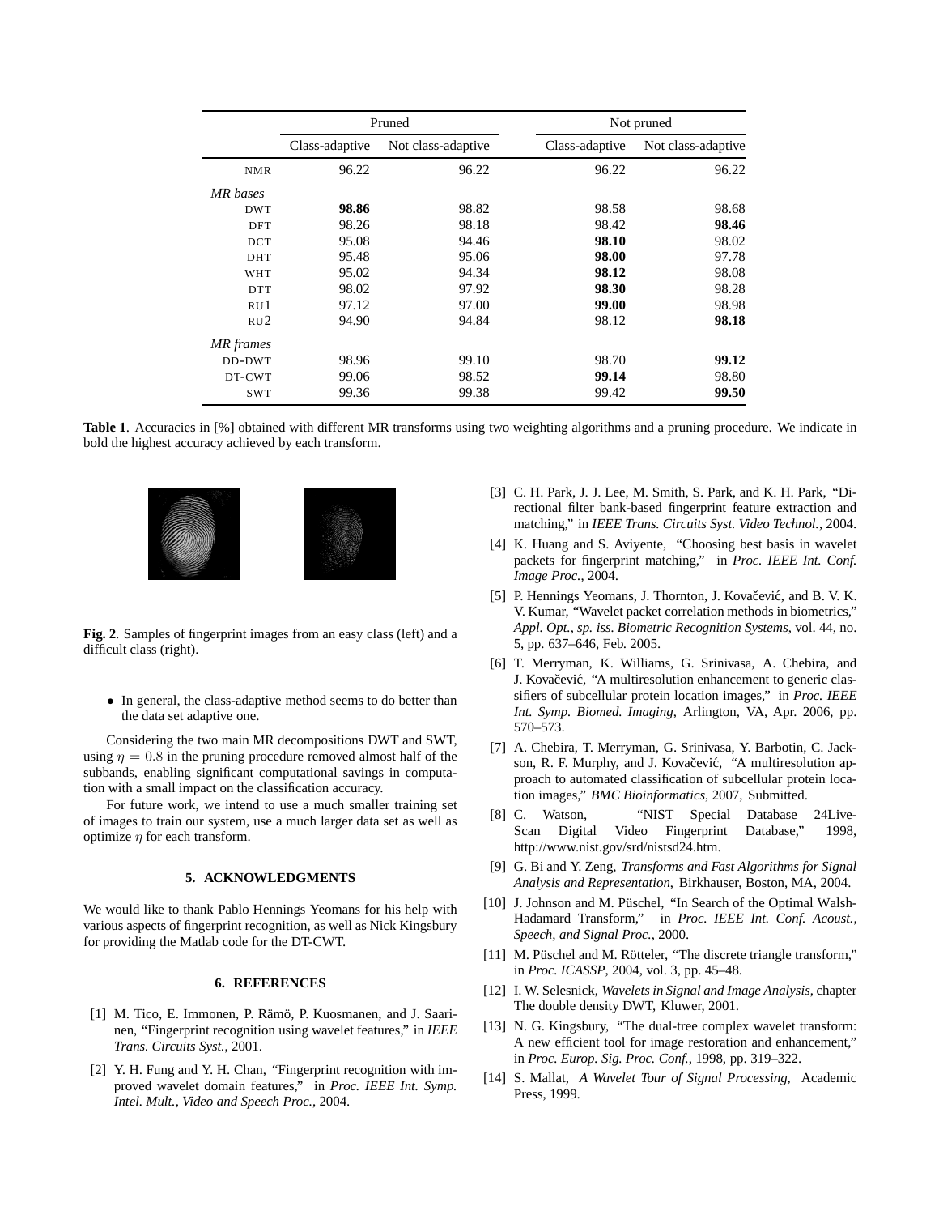| | Pruned | | Not pruned | |
|---|---|---|---|---|
| | Class-adaptive | Not class-adaptive | Class-adaptive | Not class-adaptive |
| NMR | 96.22 | 96.22 | 96.22 | 96.22 |
| *MR bases* | | | | |
| DWT | **98.86** | 98.82 | 98.58 | 98.68 |
| DFT | 98.26 | 98.18 | 98.42 | **98.46** |
| DCT | 95.08 | 94.46 | **98.10** | 98.02 |
| DHT | 95.48 | 95.06 | **98.00** | 97.78 |
| WHT | 95.02 | 94.34 | **98.12** | 98.08 |
| DTT | 98.02 | 97.92 | **98.30** | 98.28 |
| RU1 | 97.12 | 97.00 | **99.00** | 98.98 |
| RU2 | 94.90 | 94.84 | 98.12 | **98.18** |
| *MR frames* | | | | |
| DD-DWT | 98.96 | 99.10 | 98.70 | **99.12** |
| DT-CWT | 99.06 | 98.52 | **99.14** | 98.80 |
| SWT | 99.36 | 99.38 | 99.42 | **99.50** |

**Table 1**. Accuracies in [%] obtained with different MR transforms using two weighting algorithms and a pruning procedure. We indicate in bold the highest accuracy achieved by each transform.

**Fig. 2**. Samples of fingerprint images from an easy class (left) and a difficult class (right).

- In general, the class-adaptive method seems to do better than the data set adaptive one.

Considering the two main MR decompositions DWT and SWT, using $\eta = 0.8$ in the pruning procedure removed almost half of the subbands, enabling significant computational savings in computation with a small impact on the classification accuracy.

For future work, we intend to use a much smaller training set of images to train our system, use a much larger data set as well as optimize $\eta$ for each transform.

## 5. ACKNOWLEDGMENTS

We would like to thank Pablo Hennings Yeomans for his help with various aspects of fingerprint recognition, as well as Nick Kingsbury for providing the Matlab code for the DT-CWT.

## 6. REFERENCES

[1] M. Tico, E. Immonen, P. Rämö, P. Kuosmanen, and J. Saarinen, "Fingerprint recognition using wavelet features," in *IEEE Trans. Circuits Syst.*, 2001.

[2] Y. H. Fung and Y. H. Chan, "Fingerprint recognition with improved wavelet domain features," in *Proc. IEEE Int. Symp. Intel. Mult., Video and Speech Proc.*, 2004.

[3] C. H. Park, J. J. Lee, M. Smith, S. Park, and K. H. Park, "Directional filter bank-based fingerprint feature extraction and matching," in *IEEE Trans. Circuits Syst. Video Technol.*, 2004.

[4] K. Huang and S. Aviyente, "Choosing best basis in wavelet packets for fingerprint matching," in *Proc. IEEE Int. Conf. Image Proc.*, 2004.

[5] P. Hennings Yeomans, J. Thornton, J. Kovačević, and B. V. K. V. Kumar, "Wavelet packet correlation methods in biometrics," *Appl. Opt., sp. iss. Biometric Recognition Systems*, vol. 44, no. 5, pp. 637–646, Feb. 2005.

[6] T. Merryman, K. Williams, G. Srinivasa, A. Chebira, and J. Kovačević, "A multiresolution enhancement to generic classifiers of subcellular protein location images," in *Proc. IEEE Int. Symp. Biomed. Imaging*, Arlington, VA, Apr. 2006, pp. 570–573.

[7] A. Chebira, T. Merryman, G. Srinivasa, Y. Barbotin, C. Jackson, R. F. Murphy, and J. Kovačević, "A multiresolution approach to automated classification of subcellular protein location images," *BMC Bioinformatics*, 2007, Submitted.

[8] C. Watson, "NIST Special Database 24Live-Scan Digital Video Fingerprint Database," 1998, http://www.nist.gov/srd/nistsd24.htm.

[9] G. Bi and Y. Zeng, *Transforms and Fast Algorithms for Signal Analysis and Representation*, Birkhauser, Boston, MA, 2004.

[10] J. Johnson and M. Püschel, "In Search of the Optimal Walsh-Hadamard Transform," in *Proc. IEEE Int. Conf. Acoust., Speech, and Signal Proc.*, 2000.

[11] M. Püschel and M. Rötteler, "The discrete triangle transform," in *Proc. ICASSP*, 2004, vol. 3, pp. 45–48.

[12] I. W. Selesnick, *Wavelets in Signal and Image Analysis*, chapter The double density DWT, Kluwer, 2001.

[13] N. G. Kingsbury, "The dual-tree complex wavelet transform: A new efficient tool for image restoration and enhancement," in *Proc. Europ. Sig. Proc. Conf.*, 1998, pp. 319–322.

[14] S. Mallat, *A Wavelet Tour of Signal Processing*, Academic Press, 1999.